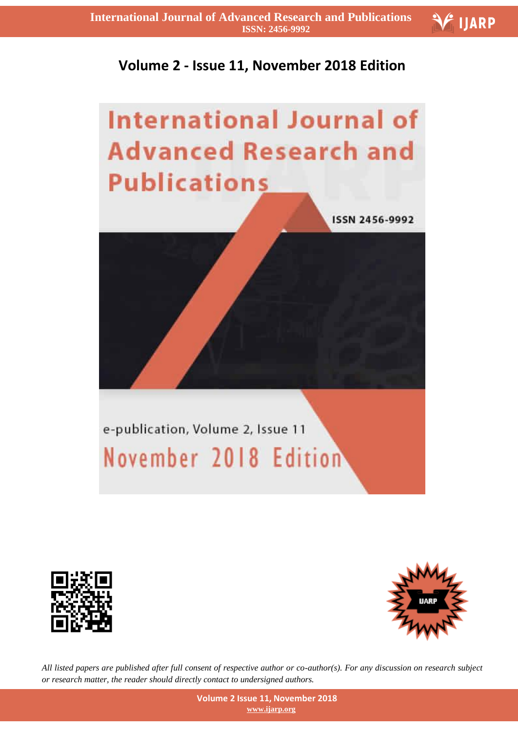## Volume 2 - Issue 11, November 2018 Edition

# International Journal of Advanced Research and Publications

ISSN 2456-9992

e-publication, Volume 2, Issue 11

November 2018 Edition

*All listed papers are published after full consent of respective author or co-author(s). For any discussion on research subject or research matter, the reader should directly contact to undersigned authors.*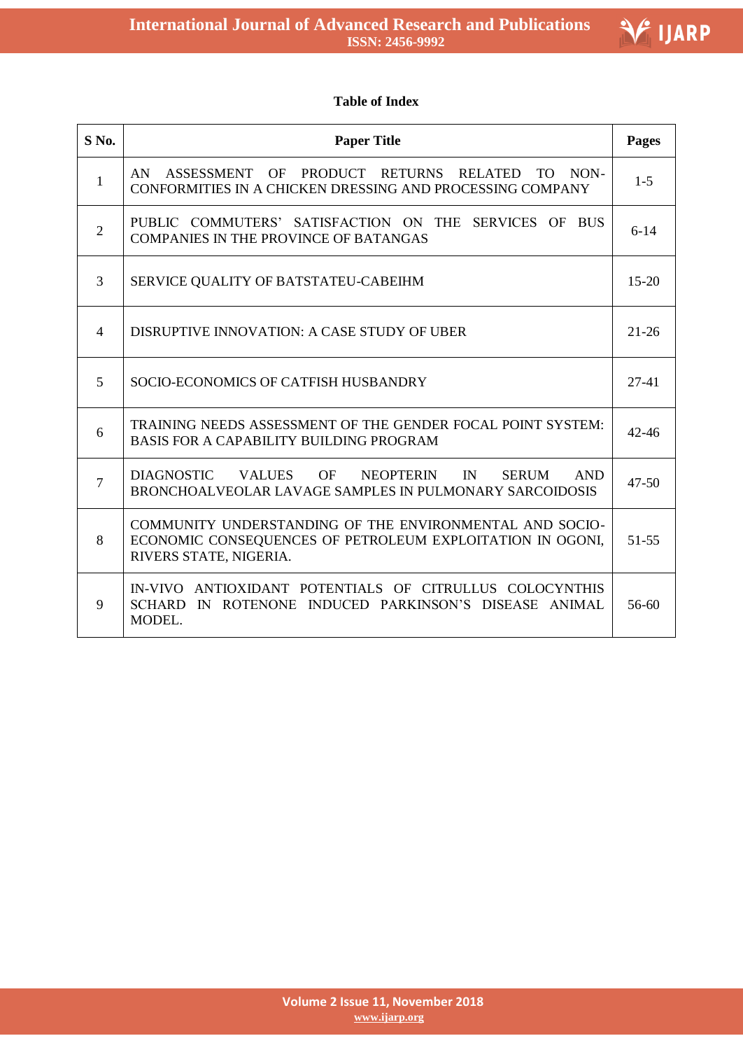**Table of Index**

| S No. | Paper Title | Pages |
|---|---|---|
| 1 | AN ASSESSMENT OF PRODUCT RETURNS RELATED TO NON-CONFORMITIES IN A CHICKEN DRESSING AND PROCESSING COMPANY | 1-5 |
| 2 | PUBLIC COMMUTERS' SATISFACTION ON THE SERVICES OF BUS COMPANIES IN THE PROVINCE OF BATANGAS | 6-14 |
| 3 | SERVICE QUALITY OF BATSTATEU-CABEIHM | 15-20 |
| 4 | DISRUPTIVE INNOVATION: A CASE STUDY OF UBER | 21-26 |
| 5 | SOCIO-ECONOMICS OF CATFISH HUSBANDRY | 27-41 |
| 6 | TRAINING NEEDS ASSESSMENT OF THE GENDER FOCAL POINT SYSTEM: BASIS FOR A CAPABILITY BUILDING PROGRAM | 42-46 |
| 7 | DIAGNOSTIC VALUES OF NEOPTERIN IN SERUM AND BRONCHOALVEOLAR LAVAGE SAMPLES IN PULMONARY SARCOIDOSIS | 47-50 |
| 8 | COMMUNITY UNDERSTANDING OF THE ENVIRONMENTAL AND SOCIO-ECONOMIC CONSEQUENCES OF PETROLEUM EXPLOITATION IN OGONI, RIVERS STATE, NIGERIA. | 51-55 |
| 9 | IN-VIVO ANTIOXIDANT POTENTIALS OF CITRULLUS COLOCYNTHIS SCHARD IN ROTENONE INDUCED PARKINSON'S DISEASE ANIMAL MODEL. | 56-60 |